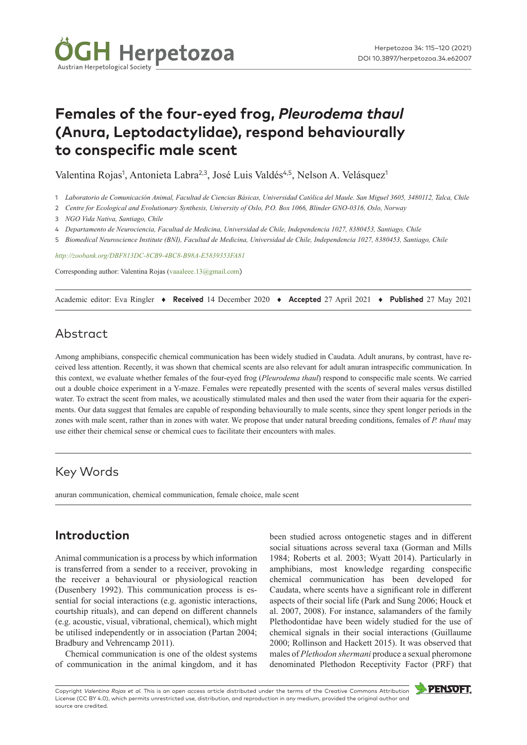# Females of the four-eyed frog, *Pleurodema thaul* (Anura, Leptodactylidae), respond behaviourally to conspecific male scent

Valentina Rojas[1], Antonieta Labra[2,3], José Luis Valdés[4,5], Nelson A. Velásquez[1]

1 *Laboratorio de Comunicación Animal, Facultad de Ciencias Básicas, Universidad Católica del Maule. San Miguel 3605, 3480112, Talca, Chile*

2 *Centre for Ecological and Evolutionary Synthesis, University of Oslo, P.O. Box 1066, Blinder GNO-0316, Oslo, Norway*

3 *NGO Vida Nativa, Santiago, Chile*

4 *Departamento de Neurociencia, Facultad de Medicina, Universidad de Chile, Independencia 1027, 8380453, Santiago, Chile*

5 *Biomedical Neuroscience Institute (BNI), Facultad de Medicina, Universidad de Chile, Independencia 1027, 8380453, Santiago, Chile*

*http://zoobank.org/DBF813DC-8CB9-4BC8-B98A-E5839353FA81*

Corresponding author: Valentina Rojas (vaaaleee.13@gmail.com)

Academic editor: Eva Ringler ♦ **Received** 14 December 2020 ♦ **Accepted** 27 April 2021 ♦ **Published** 27 May 2021

## Abstract

Among amphibians, conspecific chemical communication has been widely studied in Caudata. Adult anurans, by contrast, have received less attention. Recently, it was shown that chemical scents are also relevant for adult anuran intraspecific communication. In this context, we evaluate whether females of the four-eyed frog (*Pleurodema thaul*) respond to conspecific male scents. We carried out a double choice experiment in a Y-maze. Females were repeatedly presented with the scents of several males versus distilled water. To extract the scent from males, we acoustically stimulated males and then used the water from their aquaria for the experiments. Our data suggest that females are capable of responding behaviourally to male scents, since they spent longer periods in the zones with male scent, rather than in zones with water. We propose that under natural breeding conditions, females of *P. thaul* may use either their chemical sense or chemical cues to facilitate their encounters with males.

## Key Words

anuran communication, chemical communication, female choice, male scent

## Introduction

Animal communication is a process by which information is transferred from a sender to a receiver, provoking in the receiver a behavioural or physiological reaction (Dusenbery 1992). This communication process is essential for social interactions (e.g. agonistic interactions, courtship rituals), and can depend on different channels (e.g. acoustic, visual, vibrational, chemical), which might be utilised independently or in association (Partan 2004; Bradbury and Vehrencamp 2011).

Chemical communication is one of the oldest systems of communication in the animal kingdom, and it has been studied across ontogenetic stages and in different social situations across several taxa (Gorman and Mills 1984; Roberts et al. 2003; Wyatt 2014). Particularly in amphibians, most knowledge regarding conspecific chemical communication has been developed for Caudata, where scents have a significant role in different aspects of their social life (Park and Sung 2006; Houck et al. 2007, 2008). For instance, salamanders of the family Plethodontidae have been widely studied for the use of chemical signals in their social interactions (Guillaume 2000; Rollinson and Hackett 2015). It was observed that males of *Plethodon shermani* produce a sexual pheromone denominated Plethodon Receptivity Factor (PRF) that

Copyright *Valentina Rojas et al.* This is an open access article distributed under the terms of the Creative Commons Attribution License (CC BY 4.0), which permits unrestricted use, distribution, and reproduction in any medium, provided the original author and source are credited.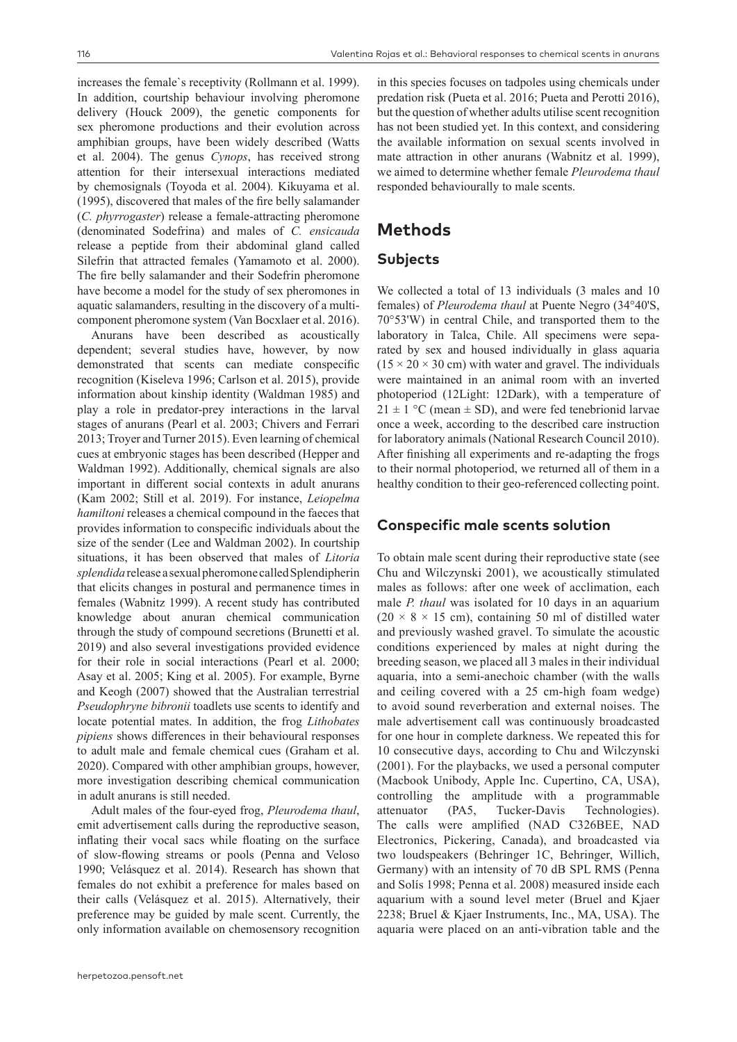increases the female`s receptivity (Rollmann et al. 1999). In addition, courtship behaviour involving pheromone delivery (Houck 2009), the genetic components for sex pheromone productions and their evolution across amphibian groups, have been widely described (Watts et al. 2004). The genus *Cynops*, has received strong attention for their intersexual interactions mediated by chemosignals (Toyoda et al. 2004). Kikuyama et al. (1995), discovered that males of the fire belly salamander (*C. phyrrogaster*) release a female-attracting pheromone (denominated Sodefrina) and males of *C. ensicauda* release a peptide from their abdominal gland called Silefrin that attracted females (Yamamoto et al. 2000). The fire belly salamander and their Sodefrin pheromone have become a model for the study of sex pheromones in aquatic salamanders, resulting in the discovery of a multi-component pheromone system (Van Bocxlaer et al. 2016).

Anurans have been described as acoustically dependent; several studies have, however, by now demonstrated that scents can mediate conspecific recognition (Kiseleva 1996; Carlson et al. 2015), provide information about kinship identity (Waldman 1985) and play a role in predator-prey interactions in the larval stages of anurans (Pearl et al. 2003; Chivers and Ferrari 2013; Troyer and Turner 2015). Even learning of chemical cues at embryonic stages has been described (Hepper and Waldman 1992). Additionally, chemical signals are also important in different social contexts in adult anurans (Kam 2002; Still et al. 2019). For instance, *Leiopelma hamiltoni* releases a chemical compound in the faeces that provides information to conspecific individuals about the size of the sender (Lee and Waldman 2002). In courtship situations, it has been observed that males of *Litoria splendida* release a sexual pheromone called Splendipherin that elicits changes in postural and permanence times in females (Wabnitz 1999). A recent study has contributed knowledge about anuran chemical communication through the study of compound secretions (Brunetti et al. 2019) and also several investigations provided evidence for their role in social interactions (Pearl et al. 2000; Asay et al. 2005; King et al. 2005). For example, Byrne and Keogh (2007) showed that the Australian terrestrial *Pseudophryne bibronii* toadlets use scents to identify and locate potential mates. In addition, the frog *Lithobates pipiens* shows differences in their behavioural responses to adult male and female chemical cues (Graham et al. 2020). Compared with other amphibian groups, however, more investigation describing chemical communication in adult anurans is still needed.

Adult males of the four-eyed frog, *Pleurodema thaul*, emit advertisement calls during the reproductive season, inflating their vocal sacs while floating on the surface of slow-flowing streams or pools (Penna and Veloso 1990; Velásquez et al. 2014). Research has shown that females do not exhibit a preference for males based on their calls (Velásquez et al. 2015). Alternatively, their preference may be guided by male scent. Currently, the only information available on chemosensory recognition in this species focuses on tadpoles using chemicals under predation risk (Pueta et al. 2016; Pueta and Perotti 2016), but the question of whether adults utilise scent recognition has not been studied yet. In this context, and considering the available information on sexual scents involved in mate attraction in other anurans (Wabnitz et al. 1999), we aimed to determine whether female *Pleurodema thaul* responded behaviourally to male scents.

# Methods

## Subjects

We collected a total of 13 individuals (3 males and 10 females) of *Pleurodema thaul* at Puente Negro (34°40'S, 70°53'W) in central Chile, and transported them to the laboratory in Talca, Chile. All specimens were separated by sex and housed individually in glass aquaria ($15 \times 20 \times 30$ cm) with water and gravel. The individuals were maintained in an animal room with an inverted photoperiod (12Light: 12Dark), with a temperature of $21 \pm 1$ °C (mean ± SD), and were fed tenebrionid larvae once a week, according to the described care instruction for laboratory animals (National Research Council 2010). After finishing all experiments and re-adapting the frogs to their normal photoperiod, we returned all of them in a healthy condition to their geo-referenced collecting point.

## Conspecific male scents solution

To obtain male scent during their reproductive state (see Chu and Wilczynski 2001), we acoustically stimulated males as follows: after one week of acclimation, each male *P. thaul* was isolated for 10 days in an aquarium ($20 \times 8 \times 15$ cm), containing 50 ml of distilled water and previously washed gravel. To simulate the acoustic conditions experienced by males at night during the breeding season, we placed all 3 males in their individual aquaria, into a semi-anechoic chamber (with the walls and ceiling covered with a 25 cm-high foam wedge) to avoid sound reverberation and external noises. The male advertisement call was continuously broadcasted for one hour in complete darkness. We repeated this for 10 consecutive days, according to Chu and Wilczynski (2001). For the playbacks, we used a personal computer (Macbook Unibody, Apple Inc. Cupertino, CA, USA), controlling the amplitude with a programmable attenuator (PA5, Tucker-Davis Technologies). The calls were amplified (NAD C326BEE, NAD Electronics, Pickering, Canada), and broadcasted via two loudspeakers (Behringer 1C, Behringer, Willich, Germany) with an intensity of 70 dB SPL RMS (Penna and Solís 1998; Penna et al. 2008) measured inside each aquarium with a sound level meter (Bruel and Kjaer 2238; Bruel & Kjaer Instruments, Inc., MA, USA). The aquaria were placed on an anti-vibration table and the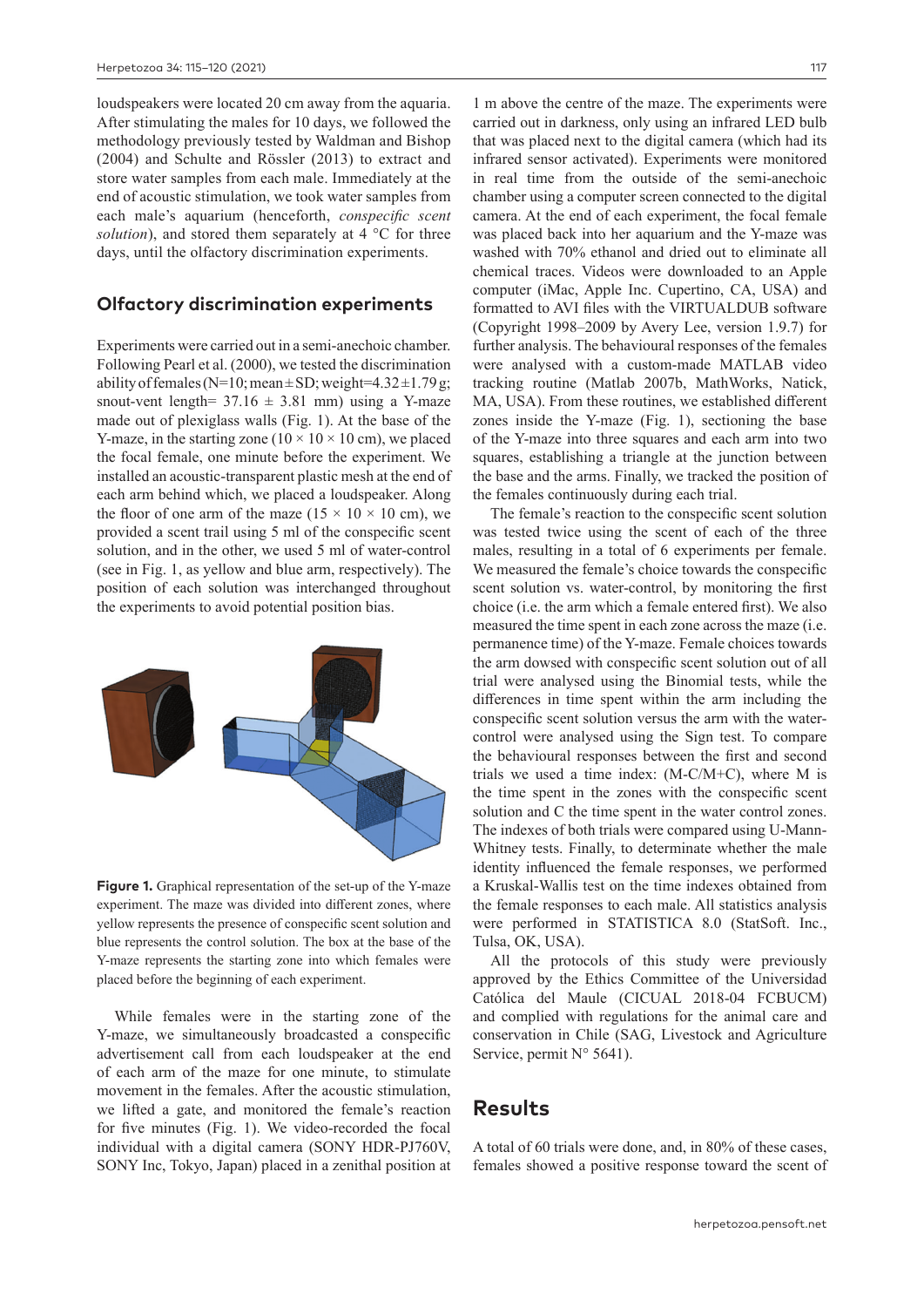loudspeakers were located 20 cm away from the aquaria. After stimulating the males for 10 days, we followed the methodology previously tested by Waldman and Bishop (2004) and Schulte and Rössler (2013) to extract and store water samples from each male. Immediately at the end of acoustic stimulation, we took water samples from each male's aquarium (henceforth, *conspecific scent solution*), and stored them separately at 4 °C for three days, until the olfactory discrimination experiments.

## Olfactory discrimination experiments

Experiments were carried out in a semi-anechoic chamber. Following Pearl et al. (2000), we tested the discrimination ability of females (N=10; mean±SD; weight=4.32±1.79 g; snout-vent length= 37.16 ± 3.81 mm) using a Y-maze made out of plexiglass walls (Fig. 1). At the base of the Y-maze, in the starting zone (10 × 10 × 10 cm), we placed the focal female, one minute before the experiment. We installed an acoustic-transparent plastic mesh at the end of each arm behind which, we placed a loudspeaker. Along the floor of one arm of the maze (15 × 10 × 10 cm), we provided a scent trail using 5 ml of the conspecific scent solution, and in the other, we used 5 ml of water-control (see in Fig. 1, as yellow and blue arm, respectively). The position of each solution was interchanged throughout the experiments to avoid potential position bias.

**Figure 1.** Graphical representation of the set-up of the Y-maze experiment. The maze was divided into different zones, where yellow represents the presence of conspecific scent solution and blue represents the control solution. The box at the base of the Y-maze represents the starting zone into which females were placed before the beginning of each experiment.

While females were in the starting zone of the Y-maze, we simultaneously broadcasted a conspecific advertisement call from each loudspeaker at the end of each arm of the maze for one minute, to stimulate movement in the females. After the acoustic stimulation, we lifted a gate, and monitored the female's reaction for five minutes (Fig. 1). We video-recorded the focal individual with a digital camera (SONY HDR-PJ760V, SONY Inc, Tokyo, Japan) placed in a zenithal position at 1 m above the centre of the maze. The experiments were carried out in darkness, only using an infrared LED bulb that was placed next to the digital camera (which had its infrared sensor activated). Experiments were monitored in real time from the outside of the semi-anechoic chamber using a computer screen connected to the digital camera. At the end of each experiment, the focal female was placed back into her aquarium and the Y-maze was washed with 70% ethanol and dried out to eliminate all chemical traces. Videos were downloaded to an Apple computer (iMac, Apple Inc. Cupertino, CA, USA) and formatted to AVI files with the VIRTUALDUB software (Copyright 1998–2009 by Avery Lee, version 1.9.7) for further analysis. The behavioural responses of the females were analysed with a custom-made MATLAB video tracking routine (Matlab 2007b, MathWorks, Natick, MA, USA). From these routines, we established different zones inside the Y-maze (Fig. 1), sectioning the base of the Y-maze into three squares and each arm into two squares, establishing a triangle at the junction between the base and the arms. Finally, we tracked the position of the females continuously during each trial.

The female's reaction to the conspecific scent solution was tested twice using the scent of each of the three males, resulting in a total of 6 experiments per female. We measured the female's choice towards the conspecific scent solution vs. water-control, by monitoring the first choice (i.e. the arm which a female entered first). We also measured the time spent in each zone across the maze (i.e. permanence time) of the Y-maze. Female choices towards the arm dowsed with conspecific scent solution out of all trial were analysed using the Binomial tests, while the differences in time spent within the arm including the conspecific scent solution versus the arm with the water-control were analysed using the Sign test. To compare the behavioural responses between the first and second trials we used a time index: (M-C/M+C), where M is the time spent in the zones with the conspecific scent solution and C the time spent in the water control zones. The indexes of both trials were compared using U-Mann-Whitney tests. Finally, to determinate whether the male identity influenced the female responses, we performed a Kruskal-Wallis test on the time indexes obtained from the female responses to each male. All statistics analysis were performed in STATISTICA 8.0 (StatSoft. Inc., Tulsa, OK, USA).

All the protocols of this study were previously approved by the Ethics Committee of the Universidad Católica del Maule (CICUAL 2018-04 FCBUCM) and complied with regulations for the animal care and conservation in Chile (SAG, Livestock and Agriculture Service, permit N° 5641).

## Results

A total of 60 trials were done, and, in 80% of these cases, females showed a positive response toward the scent of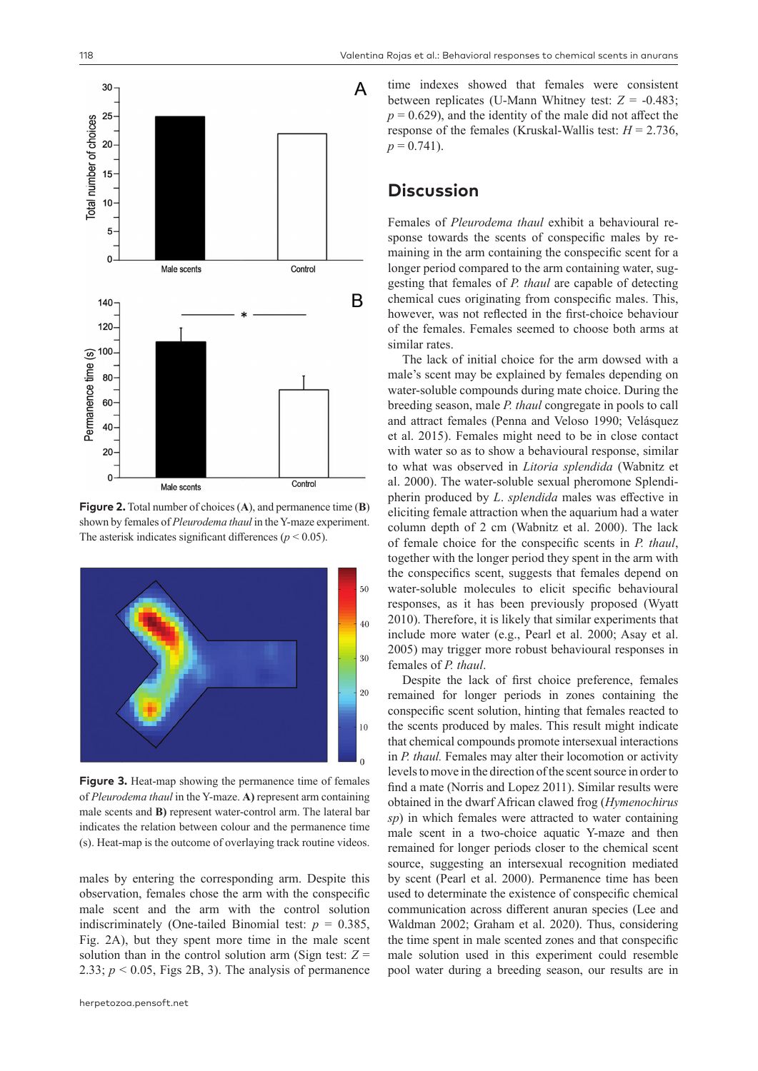Figure 2. Total number of choices (**A**), and permanence time (**B**) shown by females of *Pleurodema thaul* in the Y-maze experiment. The asterisk indicates significant differences ($p < 0.05$).

Figure 3. Heat-map showing the permanence time of females of *Pleurodema thaul* in the Y-maze. **A)** represent arm containing male scents and **B)** represent water-control arm. The lateral bar indicates the relation between colour and the permanence time (s). Heat-map is the outcome of overlaying track routine videos.

males by entering the corresponding arm. Despite this observation, females chose the arm with the conspecific male scent and the arm with the control solution indiscriminately (One-tailed Binomial test: $p$ = 0.385, Fig. 2A), but they spent more time in the male scent solution than in the control solution arm (Sign test: $Z$ = 2.33; $p < 0.05$, Figs 2B, 3). The analysis of permanence time indexes showed that females were consistent between replicates (U-Mann Whitney test: $Z$ = -0.483; $p$ = 0.629), and the identity of the male did not affect the response of the females (Kruskal-Wallis test: $H$ = 2.736, $p$ = 0.741).

## Discussion

Females of *Pleurodema thaul* exhibit a behavioural response towards the scents of conspecific males by remaining in the arm containing the conspecific scent for a longer period compared to the arm containing water, suggesting that females of *P. thaul* are capable of detecting chemical cues originating from conspecific males. This, however, was not reflected in the first-choice behaviour of the females. Females seemed to choose both arms at similar rates.

The lack of initial choice for the arm dowsed with a male's scent may be explained by females depending on water-soluble compounds during mate choice. During the breeding season, male *P. thaul* congregate in pools to call and attract females (Penna and Veloso 1990; Velásquez et al. 2015). Females might need to be in close contact with water so as to show a behavioural response, similar to what was observed in *Litoria splendida* (Wabnitz et al. 2000). The water-soluble sexual pheromone Splendipherin produced by *L. splendida* males was effective in eliciting female attraction when the aquarium had a water column depth of 2 cm (Wabnitz et al. 2000). The lack of female choice for the conspecific scents in *P. thaul*, together with the longer period they spent in the arm with the conspecifics scent, suggests that females depend on water-soluble molecules to elicit specific behavioural responses, as it has been previously proposed (Wyatt 2010). Therefore, it is likely that similar experiments that include more water (e.g., Pearl et al. 2000; Asay et al. 2005) may trigger more robust behavioural responses in females of *P. thaul*.

Despite the lack of first choice preference, females remained for longer periods in zones containing the conspecific scent solution, hinting that females reacted to the scents produced by males. This result might indicate that chemical compounds promote intersexual interactions in *P. thaul.* Females may alter their locomotion or activity levels to move in the direction of the scent source in order to find a mate (Norris and Lopez 2011). Similar results were obtained in the dwarf African clawed frog (*Hymenochirus sp*) in which females were attracted to water containing male scent in a two-choice aquatic Y-maze and then remained for longer periods closer to the chemical scent source, suggesting an intersexual recognition mediated by scent (Pearl et al. 2000). Permanence time has been used to determinate the existence of conspecific chemical communication across different anuran species (Lee and Waldman 2002; Graham et al. 2020). Thus, considering the time spent in male scented zones and that conspecific male solution used in this experiment could resemble pool water during a breeding season, our results are in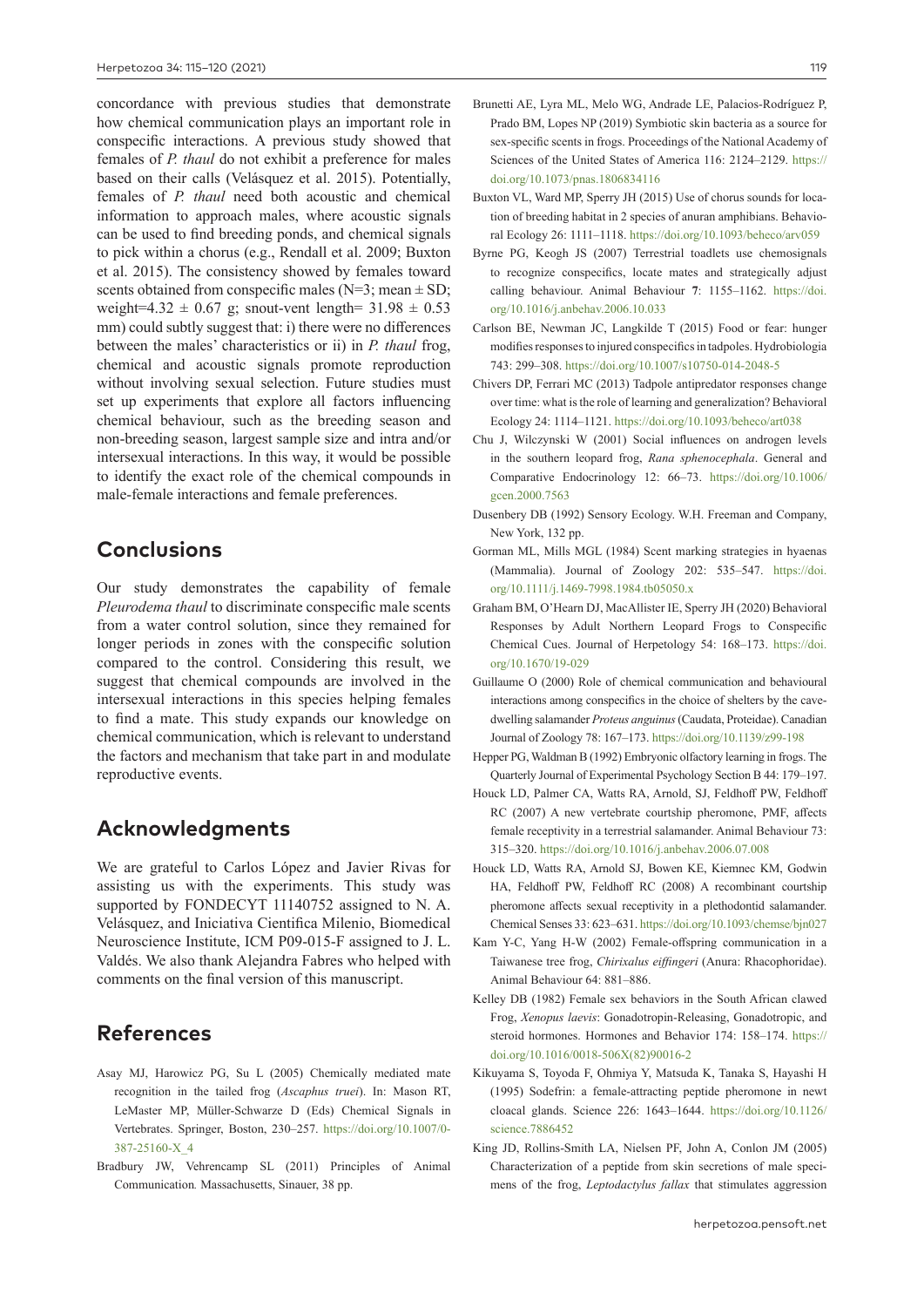concordance with previous studies that demonstrate how chemical communication plays an important role in conspecific interactions. A previous study showed that females of *P. thaul* do not exhibit a preference for males based on their calls (Velásquez et al. 2015). Potentially, females of *P. thaul* need both acoustic and chemical information to approach males, where acoustic signals can be used to find breeding ponds, and chemical signals to pick within a chorus (e.g., Rendall et al. 2009; Buxton et al. 2015). The consistency showed by females toward scents obtained from conspecific males (N=3; mean ± SD; weight=4.32 ± 0.67 g; snout-vent length= 31.98 ± 0.53 mm) could subtly suggest that: i) there were no differences between the males' characteristics or ii) in *P. thaul* frog, chemical and acoustic signals promote reproduction without involving sexual selection. Future studies must set up experiments that explore all factors influencing chemical behaviour, such as the breeding season and non-breeding season, largest sample size and intra and/or intersexual interactions. In this way, it would be possible to identify the exact role of the chemical compounds in male-female interactions and female preferences.

## Conclusions

Our study demonstrates the capability of female *Pleurodema thaul* to discriminate conspecific male scents from a water control solution, since they remained for longer periods in zones with the conspecific solution compared to the control. Considering this result, we suggest that chemical compounds are involved in the intersexual interactions in this species helping females to find a mate. This study expands our knowledge on chemical communication, which is relevant to understand the factors and mechanism that take part in and modulate reproductive events.

## Acknowledgments

We are grateful to Carlos López and Javier Rivas for assisting us with the experiments. This study was supported by FONDECYT 11140752 assigned to N. A. Velásquez, and Iniciativa Cientifica Milenio, Biomedical Neuroscience Institute, ICM P09-015-F assigned to J. L. Valdés. We also thank Alejandra Fabres who helped with comments on the final version of this manuscript.

## References

Asay MJ, Harowicz PG, Su L (2005) Chemically mediated mate recognition in the tailed frog (*Ascaphus truei*). In: Mason RT, LeMaster MP, Müller-Schwarze D (Eds) Chemical Signals in Vertebrates. Springer, Boston, 230–257. https://doi.org/10.1007/0-387-25160-X_4

Bradbury JW, Vehrencamp SL (2011) Principles of Animal Communication*.* Massachusetts, Sinauer, 38 pp.

Brunetti AE, Lyra ML, Melo WG, Andrade LE, Palacios-Rodríguez P, Prado BM, Lopes NP (2019) Symbiotic skin bacteria as a source for sex-specific scents in frogs. Proceedings of the National Academy of Sciences of the United States of America 116: 2124–2129. https://doi.org/10.1073/pnas.1806834116

Buxton VL, Ward MP, Sperry JH (2015) Use of chorus sounds for location of breeding habitat in 2 species of anuran amphibians. Behavioral Ecology 26: 1111–1118. https://doi.org/10.1093/beheco/arv059

Byrne PG, Keogh JS (2007) Terrestrial toadlets use chemosignals to recognize conspecifics, locate mates and strategically adjust calling behaviour. Animal Behaviour **7**: 1155–1162. https://doi.org/10.1016/j.anbehav.2006.10.033

Carlson BE, Newman JC, Langkilde T (2015) Food or fear: hunger modifies responses to injured conspecifics in tadpoles. Hydrobiologia 743: 299–308. https://doi.org/10.1007/s10750-014-2048-5

Chivers DP, Ferrari MC (2013) Tadpole antipredator responses change over time: what is the role of learning and generalization? Behavioral Ecology 24: 1114–1121. https://doi.org/10.1093/beheco/art038

Chu J, Wilczynski W (2001) Social influences on androgen levels in the southern leopard frog, *Rana sphenocephala*. General and Comparative Endocrinology 12: 66–73. https://doi.org/10.1006/gcen.2000.7563

Dusenbery DB (1992) Sensory Ecology. W.H. Freeman and Company, New York, 132 pp.

Gorman ML, Mills MGL (1984) Scent marking strategies in hyaenas (Mammalia). Journal of Zoology 202: 535–547. https://doi.org/10.1111/j.1469-7998.1984.tb05050.x

Graham BM, O'Hearn DJ, MacAllister IE, Sperry JH (2020) Behavioral Responses by Adult Northern Leopard Frogs to Conspecific Chemical Cues. Journal of Herpetology 54: 168–173. https://doi.org/10.1670/19-029

Guillaume O (2000) Role of chemical communication and behavioural interactions among conspecifics in the choice of shelters by the cave-dwelling salamander *Proteus anguinus* (Caudata, Proteidae). Canadian Journal of Zoology 78: 167–173. https://doi.org/10.1139/z99-198

Hepper PG, Waldman B (1992) Embryonic olfactory learning in frogs. The Quarterly Journal of Experimental Psychology Section B 44: 179–197.

Houck LD, Palmer CA, Watts RA, Arnold, SJ, Feldhoff PW, Feldhoff RC (2007) A new vertebrate courtship pheromone, PMF, affects female receptivity in a terrestrial salamander. Animal Behaviour 73: 315–320. https://doi.org/10.1016/j.anbehav.2006.07.008

Houck LD, Watts RA, Arnold SJ, Bowen KE, Kiemnec KM, Godwin HA, Feldhoff PW, Feldhoff RC (2008) A recombinant courtship pheromone affects sexual receptivity in a plethodontid salamander. Chemical Senses 33: 623–631. https://doi.org/10.1093/chemse/bjn027

Kam Y-C, Yang H-W (2002) Female-offspring communication in a Taiwanese tree frog, *Chirixalus eiffingeri* (Anura: Rhacophoridae). Animal Behaviour 64: 881–886.

Kelley DB (1982) Female sex behaviors in the South African clawed Frog, *Xenopus laevis*: Gonadotropin-Releasing, Gonadotropic, and steroid hormones. Hormones and Behavior 174: 158–174. https://doi.org/10.1016/0018-506X(82)90016-2

Kikuyama S, Toyoda F, Ohmiya Y, Matsuda K, Tanaka S, Hayashi H (1995) Sodefrin: a female-attracting peptide pheromone in newt cloacal glands. Science 226: 1643–1644. https://doi.org/10.1126/science.7886452

King JD, Rollins-Smith LA, Nielsen PF, John A, Conlon JM (2005) Characterization of a peptide from skin secretions of male specimens of the frog, *Leptodactylus fallax* that stimulates aggression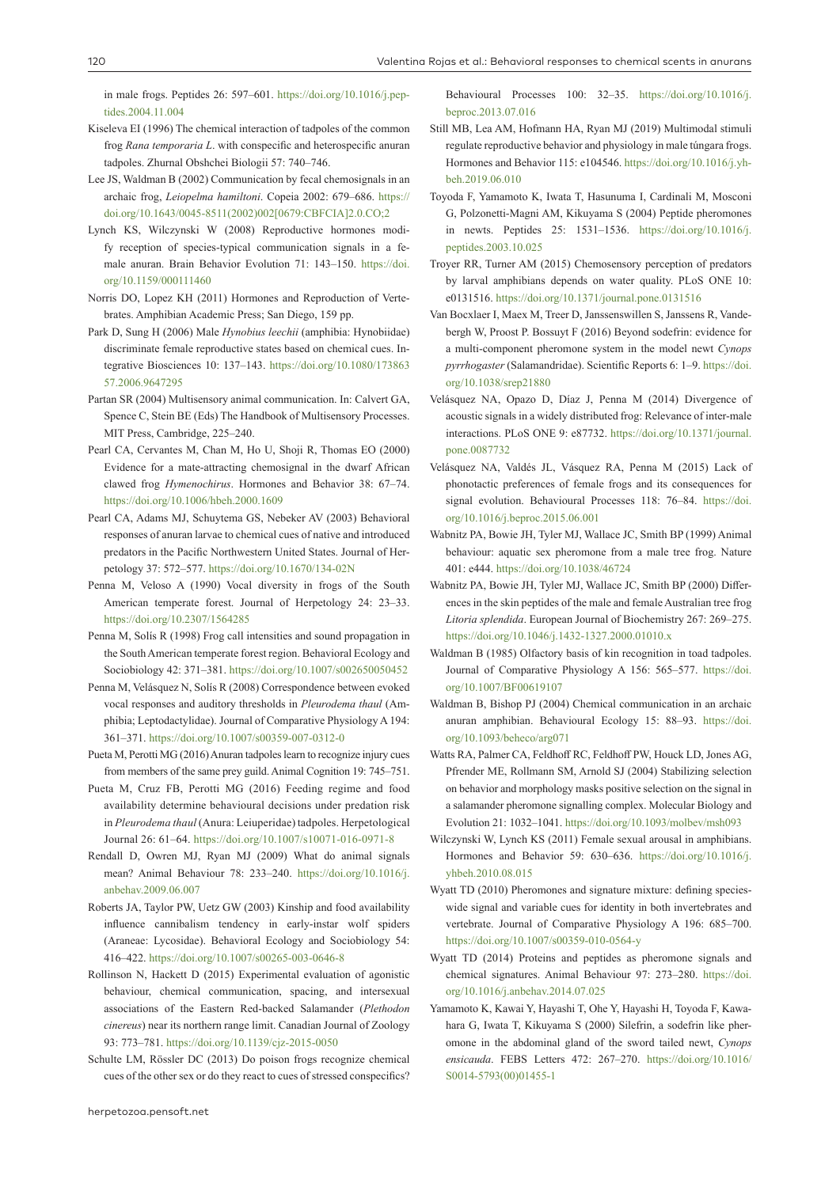in male frogs. Peptides 26: 597–601. https://doi.org/10.1016/j.peptides.2004.11.004

Kiseleva EI (1996) The chemical interaction of tadpoles of the common frog *Rana temporaria L*. with conspecific and heterospecific anuran tadpoles. Zhurnal Obshchei Biologii 57: 740–746.

Lee JS, Waldman B (2002) Communication by fecal chemosignals in an archaic frog, *Leiopelma hamiltoni*. Copeia 2002: 679–686. https://doi.org/10.1643/0045-8511(2002)002[0679:CBFCIA]2.0.CO;2

Lynch KS, Wilczynski W (2008) Reproductive hormones modify reception of species-typical communication signals in a female anuran. Brain Behavior Evolution 71: 143–150. https://doi.org/10.1159/000111460

Norris DO, Lopez KH (2011) Hormones and Reproduction of Vertebrates. Amphibian Academic Press; San Diego, 159 pp.

Park D, Sung H (2006) Male *Hynobius leechii* (amphibia: Hynobiidae) discriminate female reproductive states based on chemical cues. Integrative Biosciences 10: 137–143. https://doi.org/10.1080/17386357.2006.9647295

Partan SR (2004) Multisensory animal communication. In: Calvert GA, Spence C, Stein BE (Eds) The Handbook of Multisensory Processes. MIT Press, Cambridge, 225–240.

Pearl CA, Cervantes M, Chan M, Ho U, Shoji R, Thomas EO (2000) Evidence for a mate-attracting chemosignal in the dwarf African clawed frog *Hymenochirus*. Hormones and Behavior 38: 67–74. https://doi.org/10.1006/hbeh.2000.1609

Pearl CA, Adams MJ, Schuytema GS, Nebeker AV (2003) Behavioral responses of anuran larvae to chemical cues of native and introduced predators in the Pacific Northwestern United States. Journal of Herpetology 37: 572–577. https://doi.org/10.1670/134-02N

Penna M, Veloso A (1990) Vocal diversity in frogs of the South American temperate forest. Journal of Herpetology 24: 23–33. https://doi.org/10.2307/1564285

Penna M, Solís R (1998) Frog call intensities and sound propagation in the South American temperate forest region. Behavioral Ecology and Sociobiology 42: 371–381. https://doi.org/10.1007/s002650050452

Penna M, Velásquez N, Solís R (2008) Correspondence between evoked vocal responses and auditory thresholds in *Pleurodema thaul* (Amphibia; Leptodactylidae). Journal of Comparative Physiology A 194: 361–371. https://doi.org/10.1007/s00359-007-0312-0

Pueta M, Perotti MG (2016) Anuran tadpoles learn to recognize injury cues from members of the same prey guild. Animal Cognition 19: 745–751.

Pueta M, Cruz FB, Perotti MG (2016) Feeding regime and food availability determine behavioural decisions under predation risk in *Pleurodema thaul* (Anura: Leiuperidae) tadpoles. Herpetological Journal 26: 61–64. https://doi.org/10.1007/s10071-016-0971-8

Rendall D, Owren MJ, Ryan MJ (2009) What do animal signals mean? Animal Behaviour 78: 233–240. https://doi.org/10.1016/j.anbehav.2009.06.007

Roberts JA, Taylor PW, Uetz GW (2003) Kinship and food availability influence cannibalism tendency in early-instar wolf spiders (Araneae: Lycosidae). Behavioral Ecology and Sociobiology 54: 416–422. https://doi.org/10.1007/s00265-003-0646-8

Rollinson N, Hackett D (2015) Experimental evaluation of agonistic behaviour, chemical communication, spacing, and intersexual associations of the Eastern Red-backed Salamander (*Plethodon cinereus*) near its northern range limit. Canadian Journal of Zoology 93: 773–781. https://doi.org/10.1139/cjz-2015-0050

Schulte LM, Rössler DC (2013) Do poison frogs recognize chemical cues of the other sex or do they react to cues of stressed conspecifics? Behavioural Processes 100: 32–35. https://doi.org/10.1016/j.beproc.2013.07.016

Still MB, Lea AM, Hofmann HA, Ryan MJ (2019) Multimodal stimuli regulate reproductive behavior and physiology in male túngara frogs. Hormones and Behavior 115: e104546. https://doi.org/10.1016/j.yhbeh.2019.06.010

Toyoda F, Yamamoto K, Iwata T, Hasunuma I, Cardinali M, Mosconi G, Polzonetti-Magni AM, Kikuyama S (2004) Peptide pheromones in newts. Peptides 25: 1531–1536. https://doi.org/10.1016/j.peptides.2003.10.025

Troyer RR, Turner AM (2015) Chemosensory perception of predators by larval amphibians depends on water quality. PLoS ONE 10: e0131516. https://doi.org/10.1371/journal.pone.0131516

Van Bocxlaer I, Maex M, Treer D, Janssenswillen S, Janssens R, Vandebergh W, Proost P. Bossuyt F (2016) Beyond sodefrin: evidence for a multi-component pheromone system in the model newt *Cynops pyrrhogaster* (Salamandridae). Scientific Reports 6: 1–9. https://doi.org/10.1038/srep21880

Velásquez NA, Opazo D, Díaz J, Penna M (2014) Divergence of acoustic signals in a widely distributed frog: Relevance of inter-male interactions. PLoS ONE 9: e87732. https://doi.org/10.1371/journal.pone.0087732

Velásquez NA, Valdés JL, Vásquez RA, Penna M (2015) Lack of phonotactic preferences of female frogs and its consequences for signal evolution. Behavioural Processes 118: 76–84. https://doi.org/10.1016/j.beproc.2015.06.001

Wabnitz PA, Bowie JH, Tyler MJ, Wallace JC, Smith BP (1999) Animal behaviour: aquatic sex pheromone from a male tree frog. Nature 401: e444. https://doi.org/10.1038/46724

Wabnitz PA, Bowie JH, Tyler MJ, Wallace JC, Smith BP (2000) Differences in the skin peptides of the male and female Australian tree frog *Litoria splendida*. European Journal of Biochemistry 267: 269–275. https://doi.org/10.1046/j.1432-1327.2000.01010.x

Waldman B (1985) Olfactory basis of kin recognition in toad tadpoles. Journal of Comparative Physiology A 156: 565–577. https://doi.org/10.1007/BF00619107

Waldman B, Bishop PJ (2004) Chemical communication in an archaic anuran amphibian. Behavioural Ecology 15: 88–93. https://doi.org/10.1093/beheco/arg071

Watts RA, Palmer CA, Feldhoff RC, Feldhoff PW, Houck LD, Jones AG, Pfrender ME, Rollmann SM, Arnold SJ (2004) Stabilizing selection on behavior and morphology masks positive selection on the signal in a salamander pheromone signalling complex. Molecular Biology and Evolution 21: 1032–1041. https://doi.org/10.1093/molbev/msh093

Wilczynski W, Lynch KS (2011) Female sexual arousal in amphibians. Hormones and Behavior 59: 630–636. https://doi.org/10.1016/j.yhbeh.2010.08.015

Wyatt TD (2010) Pheromones and signature mixture: defining species-wide signal and variable cues for identity in both invertebrates and vertebrate. Journal of Comparative Physiology A 196: 685–700. https://doi.org/10.1007/s00359-010-0564-y

Wyatt TD (2014) Proteins and peptides as pheromone signals and chemical signatures. Animal Behaviour 97: 273–280. https://doi.org/10.1016/j.anbehav.2014.07.025

Yamamoto K, Kawai Y, Hayashi T, Ohe Y, Hayashi H, Toyoda F, Kawahara G, Iwata T, Kikuyama S (2000) Silefrin, a sodefrin like pheromone in the abdominal gland of the sword tailed newt, *Cynops ensicauda*. FEBS Letters 472: 267–270. https://doi.org/10.1016/S0014-5793(00)01455-1